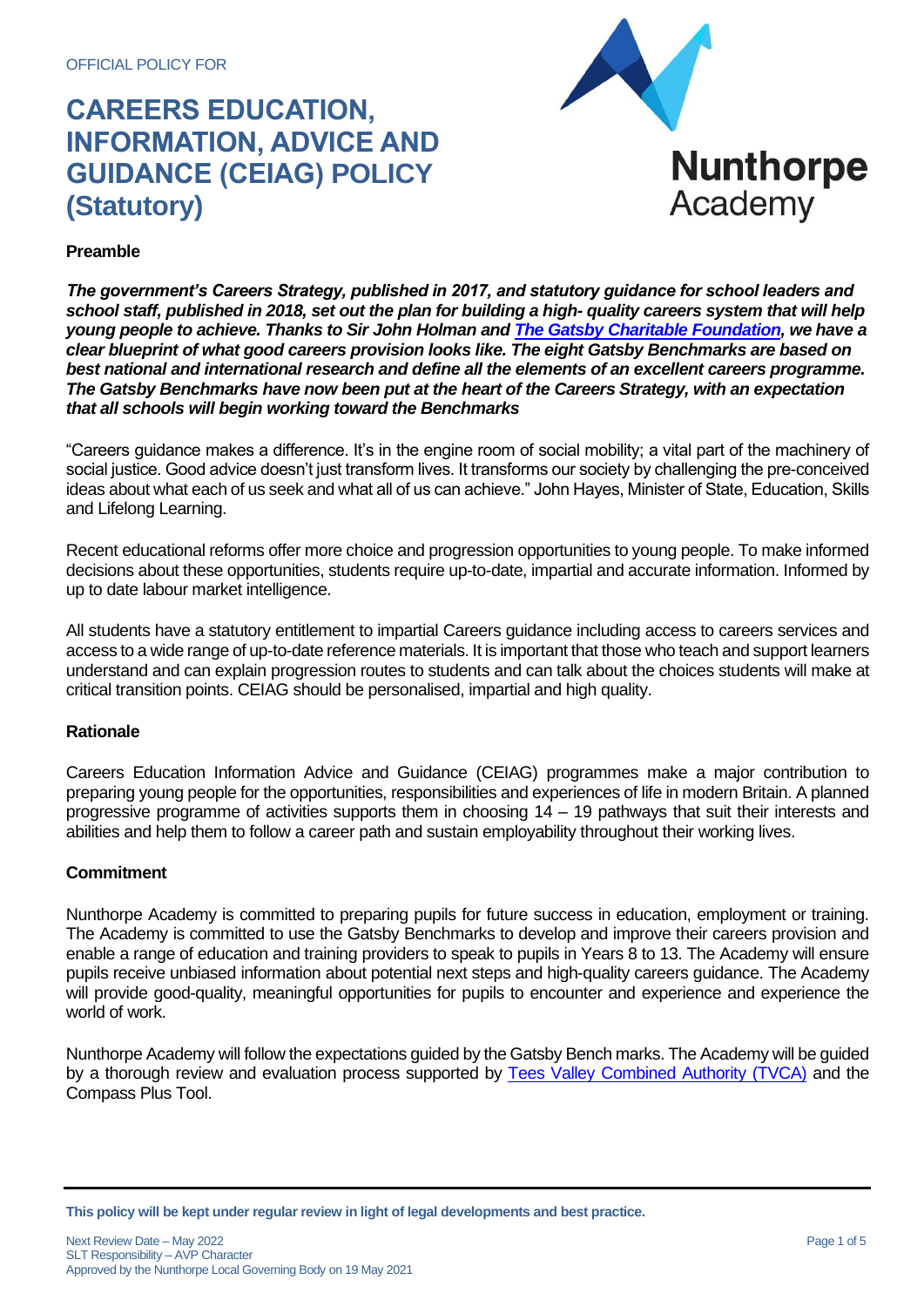OFFICIAL POLICY FOR

# CAREERS EDUCATION, INFORMATION, ADVICE AND GUIDANCE (CEIAG) POLICY (Statutory)

Nunthorpe Academy

**Preamble**

***The government's Careers Strategy, published in 2017, and statutory guidance for school leaders and school staff, published in 2018, set out the plan for building a high- quality careers system that will help young people to achieve. Thanks to Sir John Holman and [The Gatsby Charitable Foundation], we have a clear blueprint of what good careers provision looks like. The eight Gatsby Benchmarks are based on best national and international research and define all the elements of an excellent careers programme. The Gatsby Benchmarks have now been put at the heart of the Careers Strategy, with an expectation that all schools will begin working toward the Benchmarks***

"Careers guidance makes a difference. It's in the engine room of social mobility; a vital part of the machinery of social justice. Good advice doesn't just transform lives. It transforms our society by challenging the pre-conceived ideas about what each of us seek and what all of us can achieve." John Hayes, Minister of State, Education, Skills and Lifelong Learning.

Recent educational reforms offer more choice and progression opportunities to young people. To make informed decisions about these opportunities, students require up-to-date, impartial and accurate information. Informed by up to date labour market intelligence.

All students have a statutory entitlement to impartial Careers guidance including access to careers services and access to a wide range of up-to-date reference materials. It is important that those who teach and support learners understand and can explain progression routes to students and can talk about the choices students will make at critical transition points. CEIAG should be personalised, impartial and high quality.

**Rationale**

Careers Education Information Advice and Guidance (CEIAG) programmes make a major contribution to preparing young people for the opportunities, responsibilities and experiences of life in modern Britain. A planned progressive programme of activities supports them in choosing 14 – 19 pathways that suit their interests and abilities and help them to follow a career path and sustain employability throughout their working lives.

**Commitment**

Nunthorpe Academy is committed to preparing pupils for future success in education, employment or training. The Academy is committed to use the Gatsby Benchmarks to develop and improve their careers provision and enable a range of education and training providers to speak to pupils in Years 8 to 13. The Academy will ensure pupils receive unbiased information about potential next steps and high-quality careers guidance. The Academy will provide good-quality, meaningful opportunities for pupils to encounter and experience and experience the world of work.

Nunthorpe Academy will follow the expectations guided by the Gatsby Bench marks. The Academy will be guided by a thorough review and evaluation process supported by [Tees Valley Combined Authority (TVCA)] and the Compass Plus Tool.

**This policy will be kept under regular review in light of legal developments and best practice.**

Next Review Date – May 2022
SLT Responsibility – AVP Character
Approved by the Nunthorpe Local Governing Body on 19 May 2021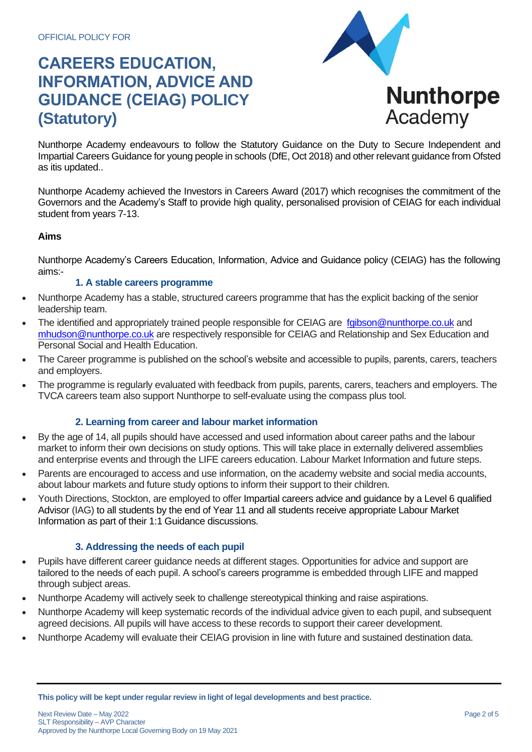OFFICIAL POLICY FOR

# CAREERS EDUCATION, INFORMATION, ADVICE AND GUIDANCE (CEIAG) POLICY (Statutory)

Nunthorpe Academy

Nunthorpe Academy endeavours to follow the Statutory Guidance on the Duty to Secure Independent and Impartial Careers Guidance for young people in schools (DfE, Oct 2018) and other relevant guidance from Ofsted as itis updated..

Nunthorpe Academy achieved the Investors in Careers Award (2017) which recognises the commitment of the Governors and the Academy's Staff to provide high quality, personalised provision of CEIAG for each individual student from years 7-13.

**Aims**

Nunthorpe Academy's Careers Education, Information, Advice and Guidance policy (CEIAG) has the following aims:-

### 1. A stable careers programme

- Nunthorpe Academy has a stable, structured careers programme that has the explicit backing of the senior leadership team.
- The identified and appropriately trained people responsible for CEIAG are fgibson@nunthorpe.co.uk and mhudson@nunthorpe.co.uk are respectively responsible for CEIAG and Relationship and Sex Education and Personal Social and Health Education.
- The Career programme is published on the school's website and accessible to pupils, parents, carers, teachers and employers.
- The programme is regularly evaluated with feedback from pupils, parents, carers, teachers and employers. The TVCA careers team also support Nunthorpe to self-evaluate using the compass plus tool.

### 2. Learning from career and labour market information

- By the age of 14, all pupils should have accessed and used information about career paths and the labour market to inform their own decisions on study options. This will take place in externally delivered assemblies and enterprise events and through the LIFE careers education. Labour Market Information and future steps.
- Parents are encouraged to access and use information, on the academy website and social media accounts, about labour markets and future study options to inform their support to their children.
- Youth Directions, Stockton, are employed to offer Impartial careers advice and guidance by a Level 6 qualified Advisor (IAG) to all students by the end of Year 11 and all students receive appropriate Labour Market Information as part of their 1:1 Guidance discussions.

### 3. Addressing the needs of each pupil

- Pupils have different career guidance needs at different stages. Opportunities for advice and support are tailored to the needs of each pupil. A school's careers programme is embedded through LIFE and mapped through subject areas.
- Nunthorpe Academy will actively seek to challenge stereotypical thinking and raise aspirations.
- Nunthorpe Academy will keep systematic records of the individual advice given to each pupil, and subsequent agreed decisions. All pupils will have access to these records to support their career development.
- Nunthorpe Academy will evaluate their CEIAG provision in line with future and sustained destination data.

**This policy will be kept under regular review in light of legal developments and best practice.**

Next Review Date – May 2022
SLT Responsibility – AVP Character
Approved by the Nunthorpe Local Governing Body on 19 May 2021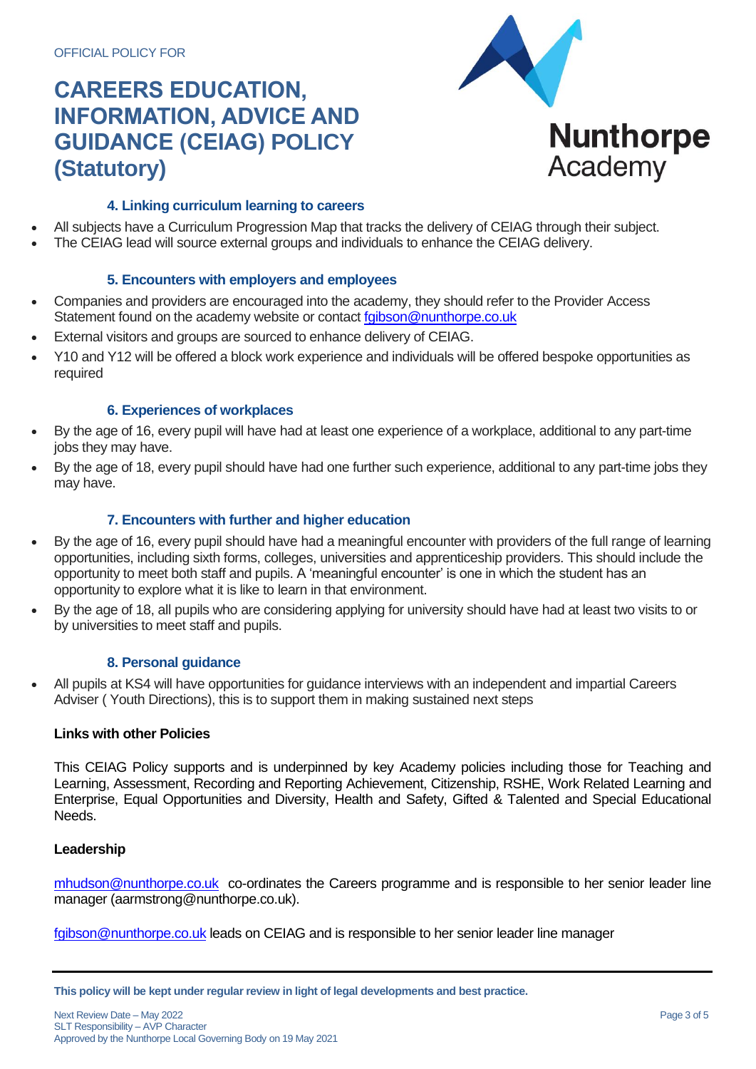### 4. Linking curriculum learning to careers

- All subjects have a Curriculum Progression Map that tracks the delivery of CEIAG through their subject.
- The CEIAG lead will source external groups and individuals to enhance the CEIAG delivery.

### 5. Encounters with employers and employees

- Companies and providers are encouraged into the academy, they should refer to the Provider Access Statement found on the academy website or contact fgibson@nunthorpe.co.uk
- External visitors and groups are sourced to enhance delivery of CEIAG.
- Y10 and Y12 will be offered a block work experience and individuals will be offered bespoke opportunities as required

### 6. Experiences of workplaces

- By the age of 16, every pupil will have had at least one experience of a workplace, additional to any part-time jobs they may have.
- By the age of 18, every pupil should have had one further such experience, additional to any part-time jobs they may have.

### 7. Encounters with further and higher education

- By the age of 16, every pupil should have had a meaningful encounter with providers of the full range of learning opportunities, including sixth forms, colleges, universities and apprenticeship providers. This should include the opportunity to meet both staff and pupils. A 'meaningful encounter' is one in which the student has an opportunity to explore what it is like to learn in that environment.
- By the age of 18, all pupils who are considering applying for university should have had at least two visits to or by universities to meet staff and pupils.

### 8. Personal guidance

- All pupils at KS4 will have opportunities for guidance interviews with an independent and impartial Careers Adviser ( Youth Directions), this is to support them in making sustained next steps

**Links with other Policies**

This CEIAG Policy supports and is underpinned by key Academy policies including those for Teaching and Learning, Assessment, Recording and Reporting Achievement, Citizenship, RSHE, Work Related Learning and Enterprise, Equal Opportunities and Diversity, Health and Safety, Gifted & Talented and Special Educational Needs.

**Leadership**

mhudson@nunthorpe.co.uk co-ordinates the Careers programme and is responsible to her senior leader line manager (aarmstrong@nunthorpe.co.uk).

fgibson@nunthorpe.co.uk leads on CEIAG and is responsible to her senior leader line manager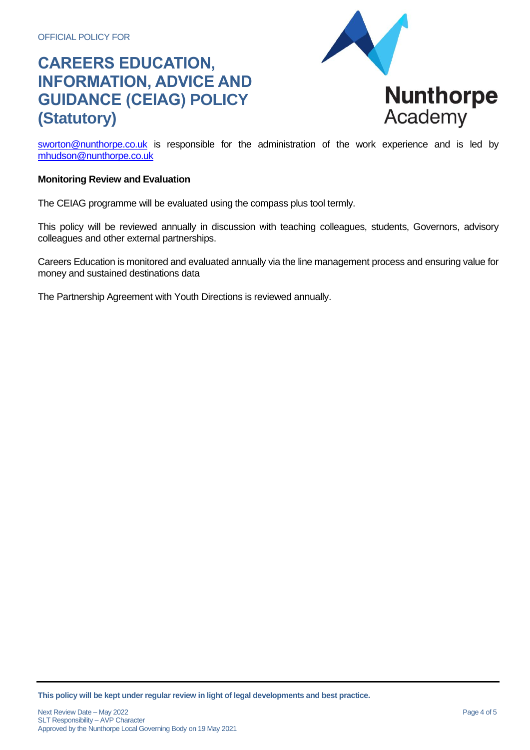sworton@nunthorpe.co.uk is responsible for the administration of the work experience and is led by mhudson@nunthorpe.co.uk

**Monitoring Review and Evaluation**

The CEIAG programme will be evaluated using the compass plus tool termly.

This policy will be reviewed annually in discussion with teaching colleagues, students, Governors, advisory colleagues and other external partnerships.

Careers Education is monitored and evaluated annually via the line management process and ensuring value for money and sustained destinations data

The Partnership Agreement with Youth Directions is reviewed annually.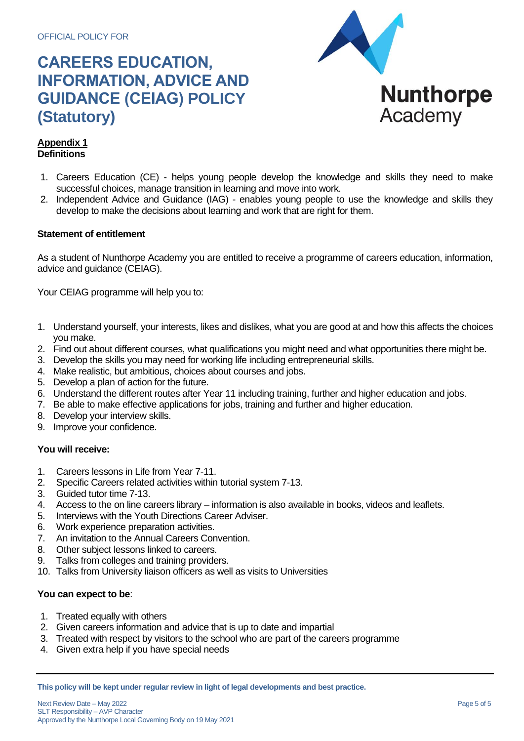OFFICIAL POLICY FOR

# CAREERS EDUCATION, INFORMATION, ADVICE AND GUIDANCE (CEIAG) POLICY (Statutory)

Nunthorpe Academy

**Appendix 1**
**Definitions**

1. Careers Education (CE) - helps young people develop the knowledge and skills they need to make successful choices, manage transition in learning and move into work.
2. Independent Advice and Guidance (IAG) - enables young people to use the knowledge and skills they develop to make the decisions about learning and work that are right for them.

**Statement of entitlement**

As a student of Nunthorpe Academy you are entitled to receive a programme of careers education, information, advice and guidance (CEIAG).

Your CEIAG programme will help you to:

1. Understand yourself, your interests, likes and dislikes, what you are good at and how this affects the choices you make.
2. Find out about different courses, what qualifications you might need and what opportunities there might be.
3. Develop the skills you may need for working life including entrepreneurial skills.
4. Make realistic, but ambitious, choices about courses and jobs.
5. Develop a plan of action for the future.
6. Understand the different routes after Year 11 including training, further and higher education and jobs.
7. Be able to make effective applications for jobs, training and further and higher education.
8. Develop your interview skills.
9. Improve your confidence.

**You will receive:**

1. Careers lessons in Life from Year 7-11.
2. Specific Careers related activities within tutorial system 7-13.
3. Guided tutor time 7-13.
4. Access to the on line careers library – information is also available in books, videos and leaflets.
5. Interviews with the Youth Directions Career Adviser.
6. Work experience preparation activities.
7. An invitation to the Annual Careers Convention.
8. Other subject lessons linked to careers.
9. Talks from colleges and training providers.
10. Talks from University liaison officers as well as visits to Universities

**You can expect to be**:

1. Treated equally with others
2. Given careers information and advice that is up to date and impartial
3. Treated with respect by visitors to the school who are part of the careers programme
4. Given extra help if you have special needs

**This policy will be kept under regular review in light of legal developments and best practice.**

Next Review Date – May 2022
SLT Responsibility – AVP Character
Approved by the Nunthorpe Local Governing Body on 19 May 2021